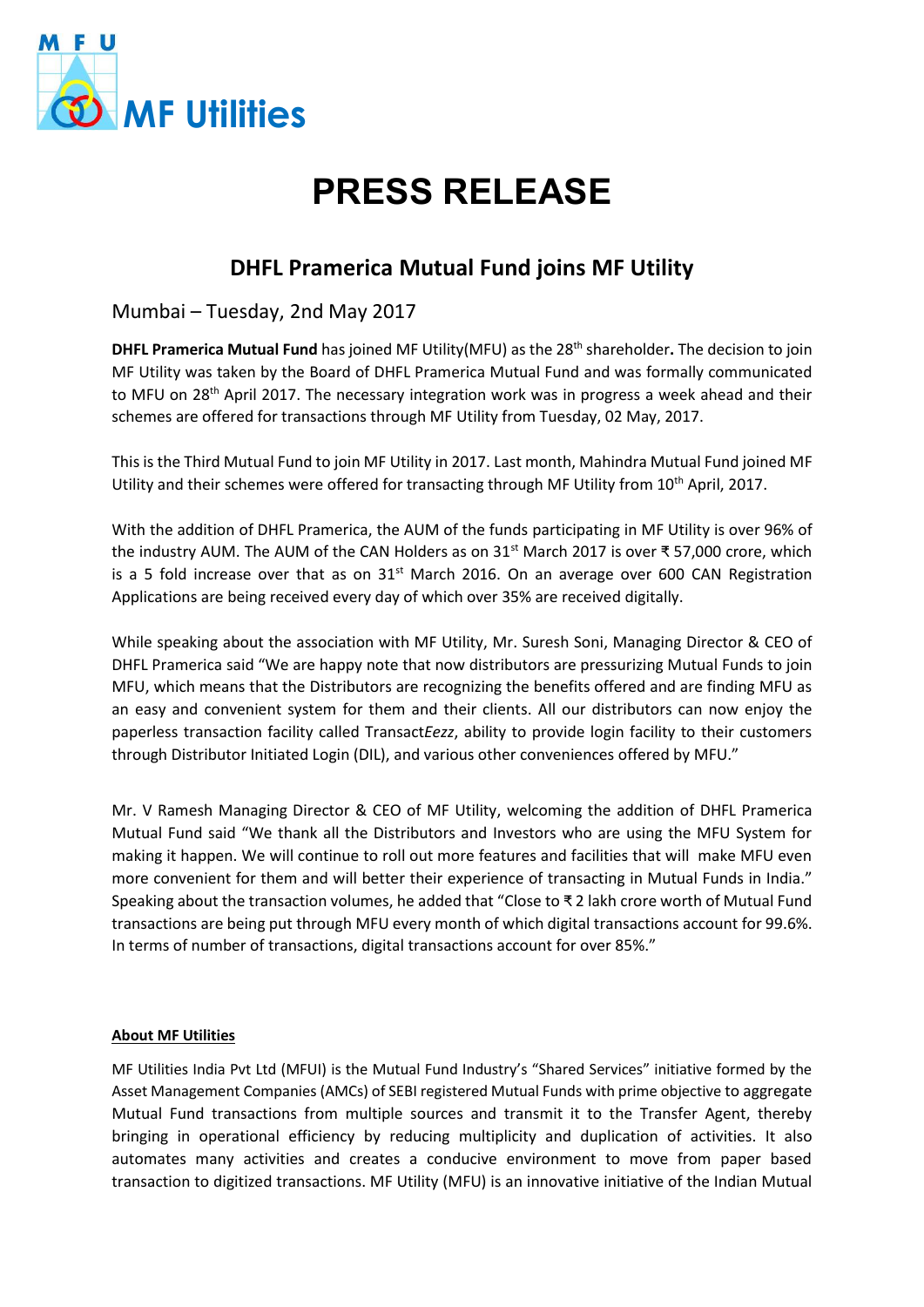# PRESS RELEASE

## DHFL Pramerica Mutual Fund joins MF Utility

Mumbai – Tuesday, 2nd May 2017

**DHFL Pramerica Mutual Fund** has joined MF Utility(MFU) as the 28th shareholder**.** The decision to join MF Utility was taken by the Board of DHFL Pramerica Mutual Fund and was formally communicated to MFU on 28th April 2017. The necessary integration work was in progress a week ahead and their schemes are offered for transactions through MF Utility from Tuesday, 02 May, 2017.

This is the Third Mutual Fund to join MF Utility in 2017. Last month, Mahindra Mutual Fund joined MF Utility and their schemes were offered for transacting through MF Utility from 10th April, 2017.

With the addition of DHFL Pramerica, the AUM of the funds participating in MF Utility is over 96% of the industry AUM. The AUM of the CAN Holders as on 31st March 2017 is over ₹ 57,000 crore, which is a 5 fold increase over that as on 31st March 2016. On an average over 600 CAN Registration Applications are being received every day of which over 35% are received digitally.

While speaking about the association with MF Utility, Mr. Suresh Soni, Managing Director & CEO of DHFL Pramerica said "We are happy note that now distributors are pressurizing Mutual Funds to join MFU, which means that the Distributors are recognizing the benefits offered and are finding MFU as an easy and convenient system for them and their clients. All our distributors can now enjoy the paperless transaction facility called Transact*Eezz*, ability to provide login facility to their customers through Distributor Initiated Login (DIL), and various other conveniences offered by MFU."

Mr. V Ramesh Managing Director & CEO of MF Utility, welcoming the addition of DHFL Pramerica Mutual Fund said "We thank all the Distributors and Investors who are using the MFU System for making it happen. We will continue to roll out more features and facilities that will make MFU even more convenient for them and will better their experience of transacting in Mutual Funds in India." Speaking about the transaction volumes, he added that "Close to ₹ 2 lakh crore worth of Mutual Fund transactions are being put through MFU every month of which digital transactions account for 99.6%. In terms of number of transactions, digital transactions account for over 85%."

**About MF Utilities**

MF Utilities India Pvt Ltd (MFUI) is the Mutual Fund Industry's "Shared Services" initiative formed by the Asset Management Companies (AMCs) of SEBI registered Mutual Funds with prime objective to aggregate Mutual Fund transactions from multiple sources and transmit it to the Transfer Agent, thereby bringing in operational efficiency by reducing multiplicity and duplication of activities. It also automates many activities and creates a conducive environment to move from paper based transaction to digitized transactions. MF Utility (MFU) is an innovative initiative of the Indian Mutual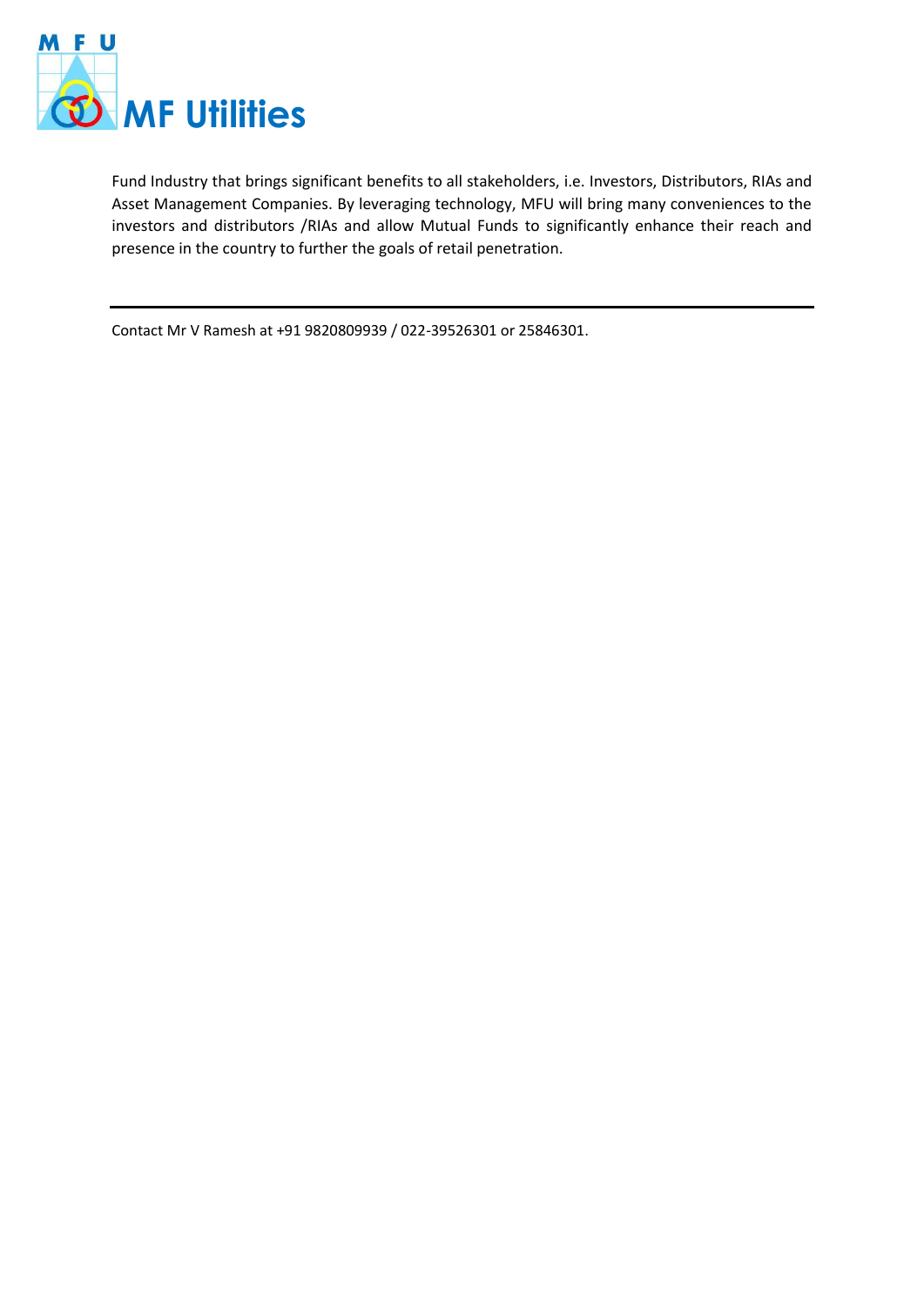Fund Industry that brings significant benefits to all stakeholders, i.e. Investors, Distributors, RIAs and Asset Management Companies. By leveraging technology, MFU will bring many conveniences to the investors and distributors /RIAs and allow Mutual Funds to significantly enhance their reach and presence in the country to further the goals of retail penetration.

---

Contact Mr V Ramesh at +91 9820809939 / 022-39526301 or 25846301.